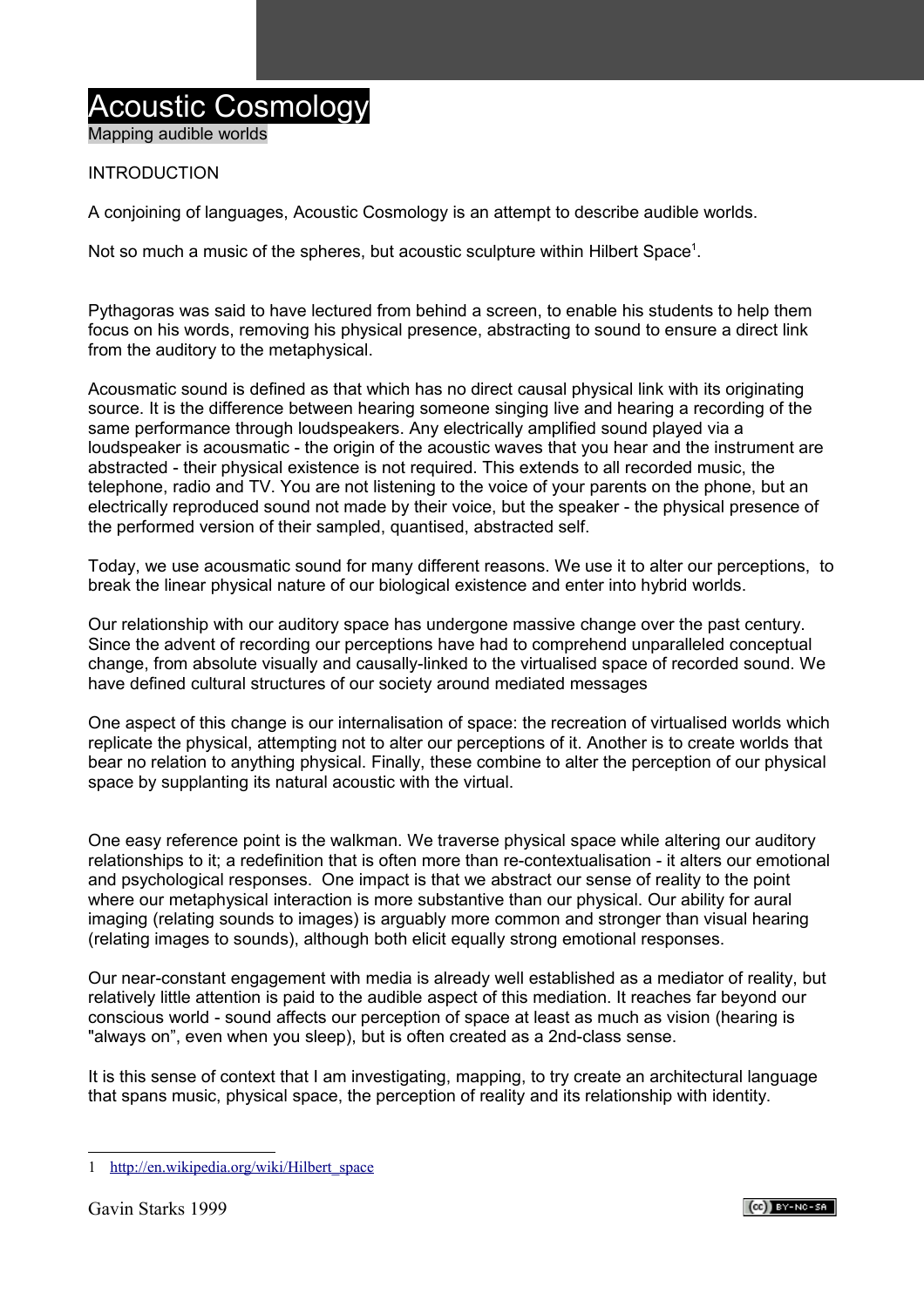# Acoustic Cosmology

Mapping audible worlds

## INTRODUCTION

A conjoining of languages, Acoustic Cosmology is an attempt to describe audible worlds.

Not so much a music of the spheres, but acoustic sculpture within Hilbert Space[1].

Pythagoras was said to have lectured from behind a screen, to enable his students to help them focus on his words, removing his physical presence, abstracting to sound to ensure a direct link from the auditory to the metaphysical.

Acousmatic sound is defined as that which has no direct causal physical link with its originating source. It is the difference between hearing someone singing live and hearing a recording of the same performance through loudspeakers. Any electrically amplified sound played via a loudspeaker is acousmatic - the origin of the acoustic waves that you hear and the instrument are abstracted - their physical existence is not required. This extends to all recorded music, the telephone, radio and TV. You are not listening to the voice of your parents on the phone, but an electrically reproduced sound not made by their voice, but the speaker - the physical presence of the performed version of their sampled, quantised, abstracted self.

Today, we use acousmatic sound for many different reasons. We use it to alter our perceptions, to break the linear physical nature of our biological existence and enter into hybrid worlds.

Our relationship with our auditory space has undergone massive change over the past century. Since the advent of recording our perceptions have had to comprehend unparalleled conceptual change, from absolute visually and causally-linked to the virtualised space of recorded sound. We have defined cultural structures of our society around mediated messages

One aspect of this change is our internalisation of space: the recreation of virtualised worlds which replicate the physical, attempting not to alter our perceptions of it. Another is to create worlds that bear no relation to anything physical. Finally, these combine to alter the perception of our physical space by supplanting its natural acoustic with the virtual.

One easy reference point is the walkman. We traverse physical space while altering our auditory relationships to it; a redefinition that is often more than re-contextualisation - it alters our emotional and psychological responses. One impact is that we abstract our sense of reality to the point where our metaphysical interaction is more substantive than our physical. Our ability for aural imaging (relating sounds to images) is arguably more common and stronger than visual hearing (relating images to sounds), although both elicit equally strong emotional responses.

Our near-constant engagement with media is already well established as a mediator of reality, but relatively little attention is paid to the audible aspect of this mediation. It reaches far beyond our conscious world - sound affects our perception of space at least as much as vision (hearing is "always on", even when you sleep), but is often created as a 2nd-class sense.

It is this sense of context that I am investigating, mapping, to try create an architectural language that spans music, physical space, the perception of reality and its relationship with identity.

---

[1] http://en.wikipedia.org/wiki/Hilbert_space

Gavin Starks 1999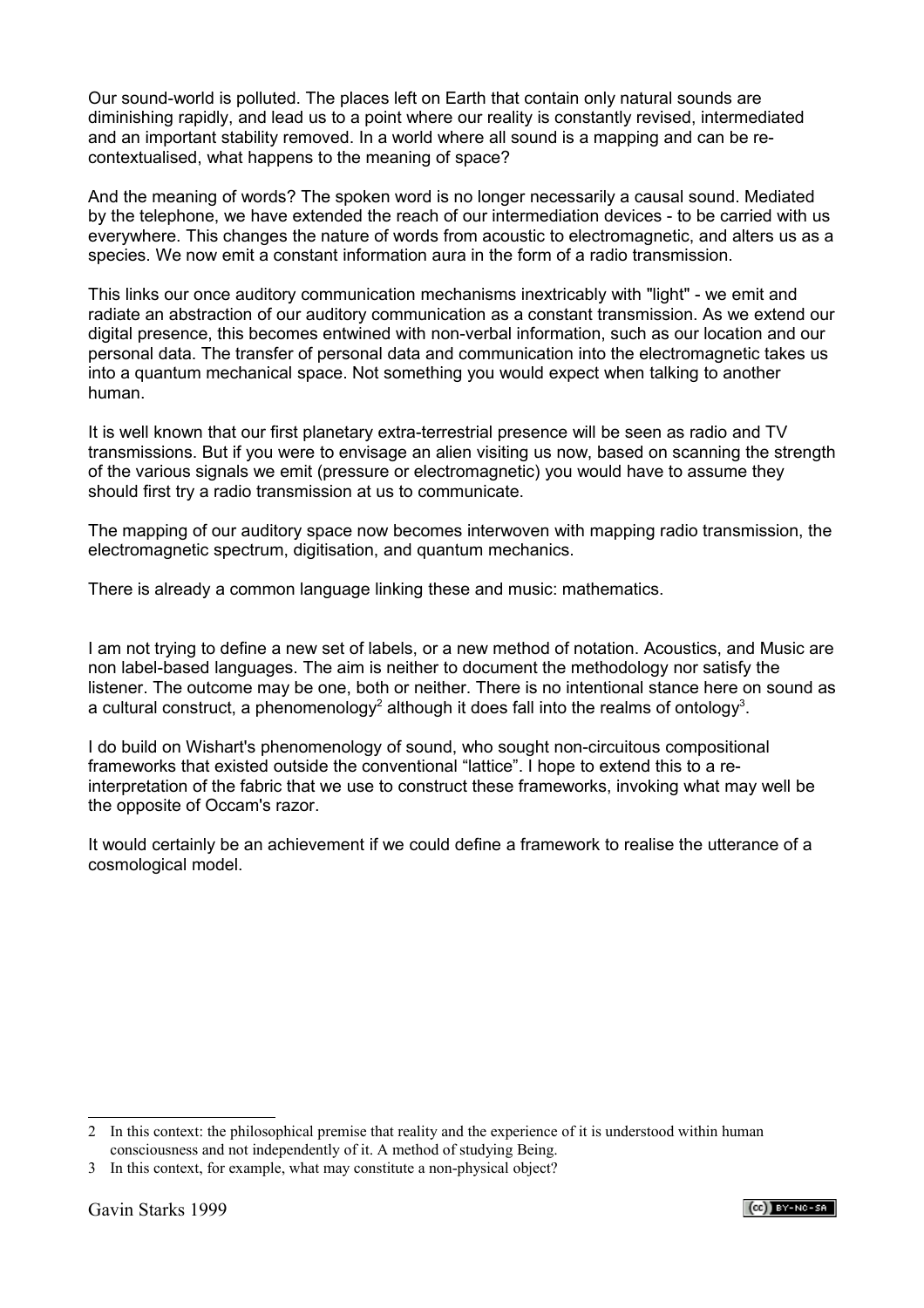Our sound-world is polluted. The places left on Earth that contain only natural sounds are diminishing rapidly, and lead us to a point where our reality is constantly revised, intermediated and an important stability removed. In a world where all sound is a mapping and can be re-contextualised, what happens to the meaning of space?

And the meaning of words? The spoken word is no longer necessarily a causal sound. Mediated by the telephone, we have extended the reach of our intermediation devices - to be carried with us everywhere. This changes the nature of words from acoustic to electromagnetic, and alters us as a species. We now emit a constant information aura in the form of a radio transmission.

This links our once auditory communication mechanisms inextricably with "light" - we emit and radiate an abstraction of our auditory communication as a constant transmission. As we extend our digital presence, this becomes entwined with non-verbal information, such as our location and our personal data. The transfer of personal data and communication into the electromagnetic takes us into a quantum mechanical space. Not something you would expect when talking to another human.

It is well known that our first planetary extra-terrestrial presence will be seen as radio and TV transmissions. But if you were to envisage an alien visiting us now, based on scanning the strength of the various signals we emit (pressure or electromagnetic) you would have to assume they should first try a radio transmission at us to communicate.

The mapping of our auditory space now becomes interwoven with mapping radio transmission, the electromagnetic spectrum, digitisation, and quantum mechanics.

There is already a common language linking these and music: mathematics.

I am not trying to define a new set of labels, or a new method of notation. Acoustics, and Music are non label-based languages. The aim is neither to document the methodology nor satisfy the listener. The outcome may be one, both or neither. There is no intentional stance here on sound as a cultural construct, a phenomenology[2] although it does fall into the realms of ontology[3].

I do build on Wishart's phenomenology of sound, who sought non-circuitous compositional frameworks that existed outside the conventional "lattice". I hope to extend this to a re-interpretation of the fabric that we use to construct these frameworks, invoking what may well be the opposite of Occam's razor.

It would certainly be an achievement if we could define a framework to realise the utterance of a cosmological model.

---

2 In this context: the philosophical premise that reality and the experience of it is understood within human consciousness and not independently of it. A method of studying Being.

3 In this context, for example, what may constitute a non-physical object?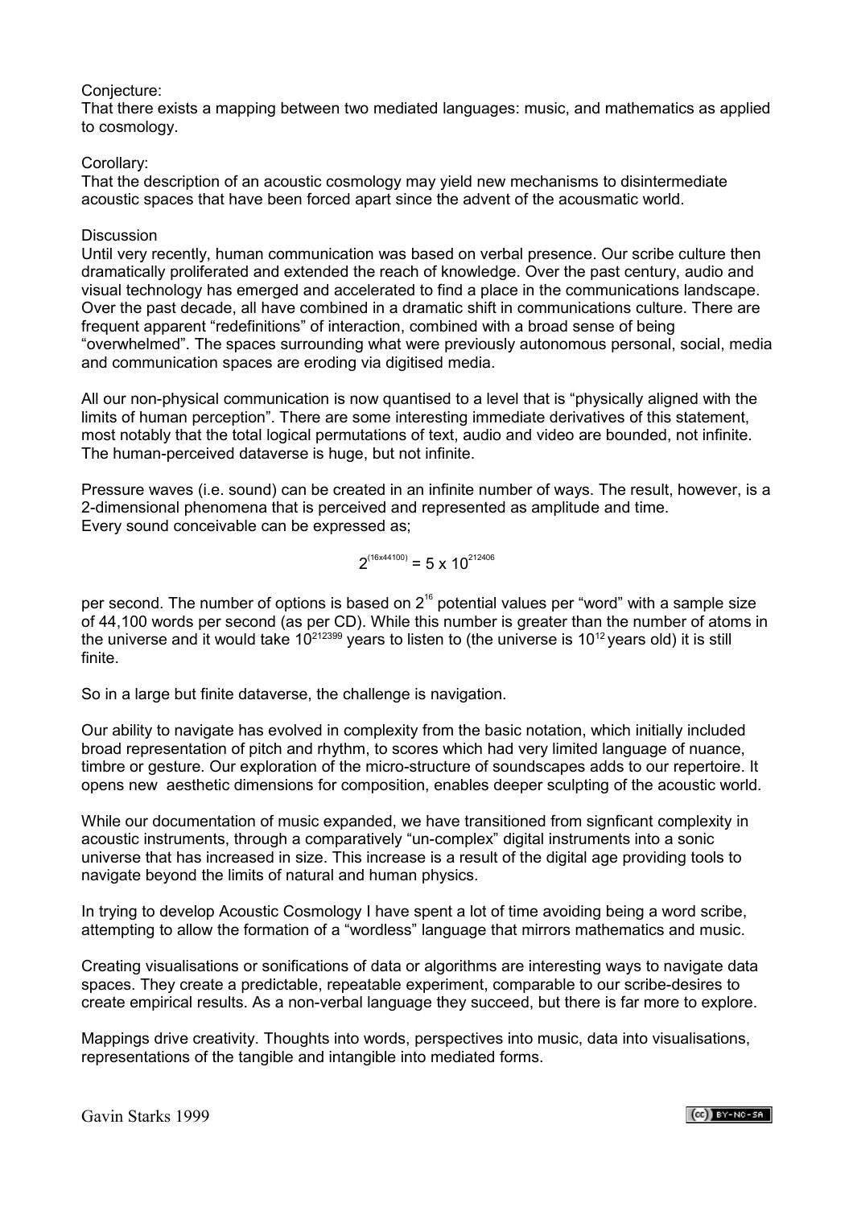Conjecture:
That there exists a mapping between two mediated languages: music, and mathematics as applied to cosmology.

Corollary:
That the description of an acoustic cosmology may yield new mechanisms to disintermediate acoustic spaces that have been forced apart since the advent of the acousmatic world.

Discussion
Until very recently, human communication was based on verbal presence. Our scribe culture then dramatically proliferated and extended the reach of knowledge. Over the past century, audio and visual technology has emerged and accelerated to find a place in the communications landscape. Over the past decade, all have combined in a dramatic shift in communications culture. There are frequent apparent "redefinitions" of interaction, combined with a broad sense of being "overwhelmed". The spaces surrounding what were previously autonomous personal, social, media and communication spaces are eroding via digitised media.

All our non-physical communication is now quantised to a level that is "physically aligned with the limits of human perception". There are some interesting immediate derivatives of this statement, most notably that the total logical permutations of text, audio and video are bounded, not infinite. The human-perceived dataverse is huge, but not infinite.

Pressure waves (i.e. sound) can be created in an infinite number of ways. The result, however, is a 2-dimensional phenomena that is perceived and represented as amplitude and time.
Every sound conceivable can be expressed as;

$$2^{(16x44100)} = 5 \times 10^{212406}$$

per second. The number of options is based on $2^{16}$ potential values per "word" with a sample size of 44,100 words per second (as per CD). While this number is greater than the number of atoms in the universe and it would take $10^{212399}$ years to listen to (the universe is $10^{12}$ years old) it is still finite.

So in a large but finite dataverse, the challenge is navigation.

Our ability to navigate has evolved in complexity from the basic notation, which initially included broad representation of pitch and rhythm, to scores which had very limited language of nuance, timbre or gesture. Our exploration of the micro-structure of soundscapes adds to our repertoire. It opens new aesthetic dimensions for composition, enables deeper sculpting of the acoustic world.

While our documentation of music expanded, we have transitioned from signficant complexity in acoustic instruments, through a comparatively "un-complex" digital instruments into a sonic universe that has increased in size. This increase is a result of the digital age providing tools to navigate beyond the limits of natural and human physics.

In trying to develop Acoustic Cosmology I have spent a lot of time avoiding being a word scribe, attempting to allow the formation of a "wordless" language that mirrors mathematics and music.

Creating visualisations or sonifications of data or algorithms are interesting ways to navigate data spaces. They create a predictable, repeatable experiment, comparable to our scribe-desires to create empirical results. As a non-verbal language they succeed, but there is far more to explore.

Mappings drive creativity. Thoughts into words, perspectives into music, data into visualisations, representations of the tangible and intangible into mediated forms.

Gavin Starks 1999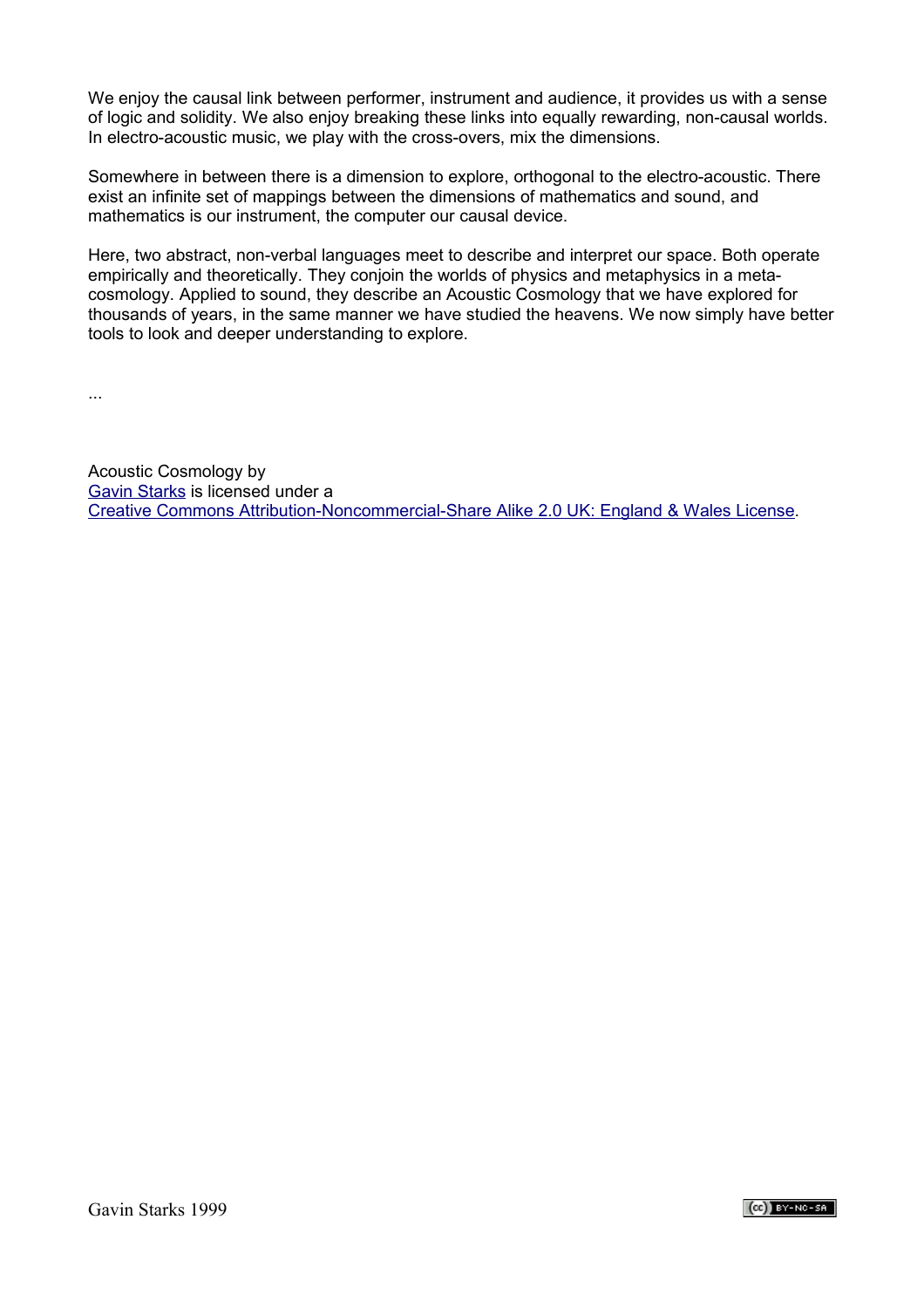We enjoy the causal link between performer, instrument and audience, it provides us with a sense of logic and solidity. We also enjoy breaking these links into equally rewarding, non-causal worlds. In electro-acoustic music, we play with the cross-overs, mix the dimensions.

Somewhere in between there is a dimension to explore, orthogonal to the electro-acoustic. There exist an infinite set of mappings between the dimensions of mathematics and sound, and mathematics is our instrument, the computer our causal device.

Here, two abstract, non-verbal languages meet to describe and interpret our space. Both operate empirically and theoretically. They conjoin the worlds of physics and metaphysics in a meta-cosmology. Applied to sound, they describe an Acoustic Cosmology that we have explored for thousands of years, in the same manner we have studied the heavens. We now simply have better tools to look and deeper understanding to explore.

...

Acoustic Cosmology by
Gavin Starks is licensed under a
Creative Commons Attribution-Noncommercial-Share Alike 2.0 UK: England & Wales License.